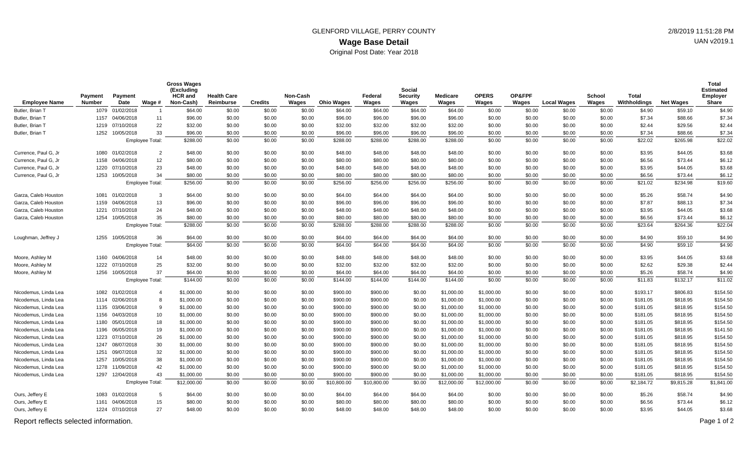GLENFORD VILLAGE, PERRY COUNTY

# Wage Base Detail

Original Post Date: Year 2018

| Employee Name | Payment Number | Payment Date | Wage # | Gross Wages (Excluding HCR and Non-Cash) | Health Care Reimburse | Credits | Non-Cash Wages | Ohio Wages | Federal Wages | Social Security Wages | Medicare Wages | OPERS Wages | OP&FPF Wages | Local Wages | School Wages | Total Withholdings | Net Wages | Total Estimated Employer Share |
|---|---|---|---|---|---|---|---|---|---|---|---|---|---|---|---|---|---|---|
| Butler, Brian T | 1079 | 01/02/2018 | 1 | $64.00 | $0.00 | $0.00 | $0.00 | $64.00 | $64.00 | $64.00 | $64.00 | $0.00 | $0.00 | $0.00 | $0.00 | $4.90 | $59.10 | $4.90 |
| Butler, Brian T | 1157 | 04/06/2018 | 11 | $96.00 | $0.00 | $0.00 | $0.00 | $96.00 | $96.00 | $96.00 | $96.00 | $0.00 | $0.00 | $0.00 | $0.00 | $7.34 | $88.66 | $7.34 |
| Butler, Brian T | 1219 | 07/10/2018 | 22 | $32.00 | $0.00 | $0.00 | $0.00 | $32.00 | $32.00 | $32.00 | $32.00 | $0.00 | $0.00 | $0.00 | $0.00 | $2.44 | $29.56 | $2.44 |
| Butler, Brian T | 1252 | 10/05/2018 | 33 | $96.00 | $0.00 | $0.00 | $0.00 | $96.00 | $96.00 | $96.00 | $96.00 | $0.00 | $0.00 | $0.00 | $0.00 | $7.34 | $88.66 | $7.34 |
| | | Employee Total: | | $288.00 | $0.00 | $0.00 | $0.00 | $288.00 | $288.00 | $288.00 | $288.00 | $0.00 | $0.00 | $0.00 | $0.00 | $22.02 | $265.98 | $22.02 |
| Currence, Paul G, Jr | 1080 | 01/02/2018 | 2 | $48.00 | $0.00 | $0.00 | $0.00 | $48.00 | $48.00 | $48.00 | $48.00 | $0.00 | $0.00 | $0.00 | $0.00 | $3.95 | $44.05 | $3.68 |
| Currence, Paul G, Jr | 1158 | 04/06/2018 | 12 | $80.00 | $0.00 | $0.00 | $0.00 | $80.00 | $80.00 | $80.00 | $80.00 | $0.00 | $0.00 | $0.00 | $0.00 | $6.56 | $73.44 | $6.12 |
| Currence, Paul G, Jr | 1220 | 07/10/2018 | 23 | $48.00 | $0.00 | $0.00 | $0.00 | $48.00 | $48.00 | $48.00 | $48.00 | $0.00 | $0.00 | $0.00 | $0.00 | $3.95 | $44.05 | $3.68 |
| Currence, Paul G, Jr | 1253 | 10/05/2018 | 34 | $80.00 | $0.00 | $0.00 | $0.00 | $80.00 | $80.00 | $80.00 | $80.00 | $0.00 | $0.00 | $0.00 | $0.00 | $6.56 | $73.44 | $6.12 |
| | | Employee Total: | | $256.00 | $0.00 | $0.00 | $0.00 | $256.00 | $256.00 | $256.00 | $256.00 | $0.00 | $0.00 | $0.00 | $0.00 | $21.02 | $234.98 | $19.60 |
| Garza, Caleb Houston | 1081 | 01/02/2018 | 3 | $64.00 | $0.00 | $0.00 | $0.00 | $64.00 | $64.00 | $64.00 | $64.00 | $0.00 | $0.00 | $0.00 | $0.00 | $5.26 | $58.74 | $4.90 |
| Garza, Caleb Houston | 1159 | 04/06/2018 | 13 | $96.00 | $0.00 | $0.00 | $0.00 | $96.00 | $96.00 | $96.00 | $96.00 | $0.00 | $0.00 | $0.00 | $0.00 | $7.87 | $88.13 | $7.34 |
| Garza, Caleb Houston | 1221 | 07/10/2018 | 24 | $48.00 | $0.00 | $0.00 | $0.00 | $48.00 | $48.00 | $48.00 | $48.00 | $0.00 | $0.00 | $0.00 | $0.00 | $3.95 | $44.05 | $3.68 |
| Garza, Caleb Houston | 1254 | 10/05/2018 | 35 | $80.00 | $0.00 | $0.00 | $0.00 | $80.00 | $80.00 | $80.00 | $80.00 | $0.00 | $0.00 | $0.00 | $0.00 | $6.56 | $73.44 | $6.12 |
| | | Employee Total: | | $288.00 | $0.00 | $0.00 | $0.00 | $288.00 | $288.00 | $288.00 | $288.00 | $0.00 | $0.00 | $0.00 | $0.00 | $23.64 | $264.36 | $22.04 |
| Loughman, Jeffrey J | 1255 | 10/05/2018 | 36 | $64.00 | $0.00 | $0.00 | $0.00 | $64.00 | $64.00 | $64.00 | $64.00 | $0.00 | $0.00 | $0.00 | $0.00 | $4.90 | $59.10 | $4.90 |
| | | Employee Total: | | $64.00 | $0.00 | $0.00 | $0.00 | $64.00 | $64.00 | $64.00 | $64.00 | $0.00 | $0.00 | $0.00 | $0.00 | $4.90 | $59.10 | $4.90 |
| Moore, Ashley M | 1160 | 04/06/2018 | 14 | $48.00 | $0.00 | $0.00 | $0.00 | $48.00 | $48.00 | $48.00 | $48.00 | $0.00 | $0.00 | $0.00 | $0.00 | $3.95 | $44.05 | $3.68 |
| Moore, Ashley M | 1222 | 07/10/2018 | 25 | $32.00 | $0.00 | $0.00 | $0.00 | $32.00 | $32.00 | $32.00 | $32.00 | $0.00 | $0.00 | $0.00 | $0.00 | $2.62 | $29.38 | $2.44 |
| Moore, Ashley M | 1256 | 10/05/2018 | 37 | $64.00 | $0.00 | $0.00 | $0.00 | $64.00 | $64.00 | $64.00 | $64.00 | $0.00 | $0.00 | $0.00 | $0.00 | $5.26 | $58.74 | $4.90 |
| | | Employee Total: | | $144.00 | $0.00 | $0.00 | $0.00 | $144.00 | $144.00 | $144.00 | $144.00 | $0.00 | $0.00 | $0.00 | $0.00 | $11.83 | $132.17 | $11.02 |
| Nicodemus, Linda Lea | 1082 | 01/02/2018 | 4 | $1,000.00 | $0.00 | $0.00 | $0.00 | $900.00 | $900.00 | $0.00 | $1,000.00 | $1,000.00 | $0.00 | $0.00 | $0.00 | $193.17 | $806.83 | $154.50 |
| Nicodemus, Linda Lea | 1114 | 02/06/2018 | 8 | $1,000.00 | $0.00 | $0.00 | $0.00 | $900.00 | $900.00 | $0.00 | $1,000.00 | $1,000.00 | $0.00 | $0.00 | $0.00 | $181.05 | $818.95 | $154.50 |
| Nicodemus, Linda Lea | 1135 | 03/06/2018 | 9 | $1,000.00 | $0.00 | $0.00 | $0.00 | $900.00 | $900.00 | $0.00 | $1,000.00 | $1,000.00 | $0.00 | $0.00 | $0.00 | $181.05 | $818.95 | $154.50 |
| Nicodemus, Linda Lea | 1156 | 04/03/2018 | 10 | $1,000.00 | $0.00 | $0.00 | $0.00 | $900.00 | $900.00 | $0.00 | $1,000.00 | $1,000.00 | $0.00 | $0.00 | $0.00 | $181.05 | $818.95 | $154.50 |
| Nicodemus, Linda Lea | 1180 | 05/01/2018 | 18 | $1,000.00 | $0.00 | $0.00 | $0.00 | $900.00 | $900.00 | $0.00 | $1,000.00 | $1,000.00 | $0.00 | $0.00 | $0.00 | $181.05 | $818.95 | $154.50 |
| Nicodemus, Linda Lea | 1196 | 06/05/2018 | 19 | $1,000.00 | $0.00 | $0.00 | $0.00 | $900.00 | $900.00 | $0.00 | $1,000.00 | $1,000.00 | $0.00 | $0.00 | $0.00 | $181.05 | $818.95 | $141.50 |
| Nicodemus, Linda Lea | 1223 | 07/10/2018 | 26 | $1,000.00 | $0.00 | $0.00 | $0.00 | $900.00 | $900.00 | $0.00 | $1,000.00 | $1,000.00 | $0.00 | $0.00 | $0.00 | $181.05 | $818.95 | $154.50 |
| Nicodemus, Linda Lea | 1247 | 08/07/2018 | 30 | $1,000.00 | $0.00 | $0.00 | $0.00 | $900.00 | $900.00 | $0.00 | $1,000.00 | $1,000.00 | $0.00 | $0.00 | $0.00 | $181.05 | $818.95 | $154.50 |
| Nicodemus, Linda Lea | 1251 | 09/07/2018 | 32 | $1,000.00 | $0.00 | $0.00 | $0.00 | $900.00 | $900.00 | $0.00 | $1,000.00 | $1,000.00 | $0.00 | $0.00 | $0.00 | $181.05 | $818.95 | $154.50 |
| Nicodemus, Linda Lea | 1257 | 10/05/2018 | 38 | $1,000.00 | $0.00 | $0.00 | $0.00 | $900.00 | $900.00 | $0.00 | $1,000.00 | $1,000.00 | $0.00 | $0.00 | $0.00 | $181.05 | $818.95 | $154.50 |
| Nicodemus, Linda Lea | 1278 | 11/09/2018 | 42 | $1,000.00 | $0.00 | $0.00 | $0.00 | $900.00 | $900.00 | $0.00 | $1,000.00 | $1,000.00 | $0.00 | $0.00 | $0.00 | $181.05 | $818.95 | $154.50 |
| Nicodemus, Linda Lea | 1297 | 12/04/2018 | 43 | $1,000.00 | $0.00 | $0.00 | $0.00 | $900.00 | $900.00 | $0.00 | $1,000.00 | $1,000.00 | $0.00 | $0.00 | $0.00 | $181.05 | $818.95 | $154.50 |
| | | Employee Total: | | $12,000.00 | $0.00 | $0.00 | $0.00 | $10,800.00 | $10,800.00 | $0.00 | $12,000.00 | $12,000.00 | $0.00 | $0.00 | $0.00 | $2,184.72 | $9,815.28 | $1,841.00 |
| Ours, Jeffery E | 1083 | 01/02/2018 | 5 | $64.00 | $0.00 | $0.00 | $0.00 | $64.00 | $64.00 | $64.00 | $64.00 | $0.00 | $0.00 | $0.00 | $0.00 | $5.26 | $58.74 | $4.90 |
| Ours, Jeffery E | 1161 | 04/06/2018 | 15 | $80.00 | $0.00 | $0.00 | $0.00 | $80.00 | $80.00 | $80.00 | $80.00 | $0.00 | $0.00 | $0.00 | $0.00 | $6.56 | $73.44 | $6.12 |
| Ours, Jeffery E | 1224 | 07/10/2018 | 27 | $48.00 | $0.00 | $0.00 | $0.00 | $48.00 | $48.00 | $48.00 | $48.00 | $0.00 | $0.00 | $0.00 | $0.00 | $3.95 | $44.05 | $3.68 |

Report reflects selected information.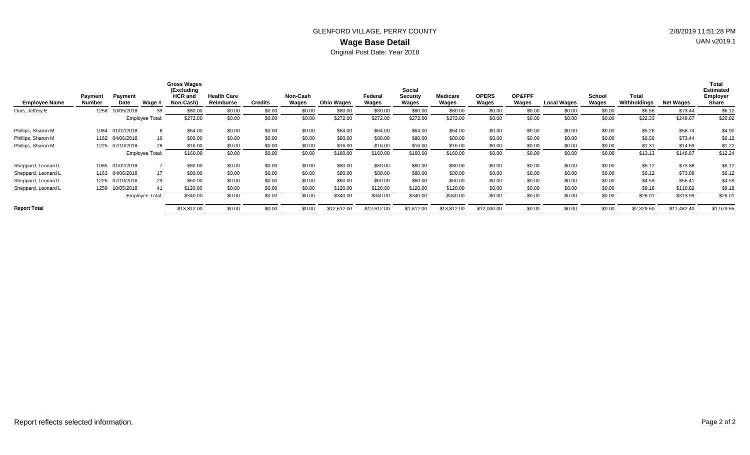GLENFORD VILLAGE, PERRY COUNTY

# Wage Base Detail

Original Post Date: Year 2018

| Employee Name | Payment Number | Payment Date | Wage # | Gross Wages (Excluding HCR and Non-Cash) | Health Care Reimburse | Credits | Non-Cash Wages | Ohio Wages | Federal Wages | Social Security Wages | Medicare Wages | OPERS Wages | OP&FPF Wages | Local Wages | School Wages | Total Withholdings | Net Wages | Total Estimated Employer Share |
|---|---|---|---|---|---|---|---|---|---|---|---|---|---|---|---|---|---|---|
| Ours, Jeffery E | 1258 | 10/05/2018 | 39 | $80.00 | $0.00 | $0.00 | $0.00 | $80.00 | $80.00 | $80.00 | $80.00 | $0.00 | $0.00 | $0.00 | $0.00 | $6.56 | $73.44 | $6.12 |
| | | Employee Total: | | $272.00 | $0.00 | $0.00 | $0.00 | $272.00 | $272.00 | $272.00 | $272.00 | $0.00 | $0.00 | $0.00 | $0.00 | $22.33 | $249.67 | $20.82 |
| Phillips, Sharon M | 1084 | 01/02/2018 | 6 | $64.00 | $0.00 | $0.00 | $0.00 | $64.00 | $64.00 | $64.00 | $64.00 | $0.00 | $0.00 | $0.00 | $0.00 | $5.26 | $58.74 | $4.90 |
| Phillips, Sharon M | 1162 | 04/06/2018 | 16 | $80.00 | $0.00 | $0.00 | $0.00 | $80.00 | $80.00 | $80.00 | $80.00 | $0.00 | $0.00 | $0.00 | $0.00 | $6.56 | $73.44 | $6.12 |
| Phillips, Sharon M | 1225 | 07/10/2018 | 28 | $16.00 | $0.00 | $0.00 | $0.00 | $16.00 | $16.00 | $16.00 | $16.00 | $0.00 | $0.00 | $0.00 | $0.00 | $1.31 | $14.69 | $1.22 |
| | | Employee Total: | | $160.00 | $0.00 | $0.00 | $0.00 | $160.00 | $160.00 | $160.00 | $160.00 | $0.00 | $0.00 | $0.00 | $0.00 | $13.13 | $146.87 | $12.24 |
| Sheppard, Leonard L | 1085 | 01/02/2018 | 7 | $80.00 | $0.00 | $0.00 | $0.00 | $80.00 | $80.00 | $80.00 | $80.00 | $0.00 | $0.00 | $0.00 | $0.00 | $6.12 | $73.88 | $6.12 |
| Sheppard, Leonard L | 1163 | 04/06/2018 | 17 | $80.00 | $0.00 | $0.00 | $0.00 | $80.00 | $80.00 | $80.00 | $80.00 | $0.00 | $0.00 | $0.00 | $0.00 | $6.12 | $73.88 | $6.12 |
| Sheppard, Leonard L | 1226 | 07/10/2018 | 29 | $60.00 | $0.00 | $0.00 | $0.00 | $60.00 | $60.00 | $60.00 | $60.00 | $0.00 | $0.00 | $0.00 | $0.00 | $4.59 | $55.41 | $4.59 |
| Sheppard, Leonard L | 1259 | 10/05/2018 | 41 | $120.00 | $0.00 | $0.00 | $0.00 | $120.00 | $120.00 | $120.00 | $120.00 | $0.00 | $0.00 | $0.00 | $0.00 | $9.18 | $110.82 | $9.18 |
| | | Employee Total: | | $340.00 | $0.00 | $0.00 | $0.00 | $340.00 | $340.00 | $340.00 | $340.00 | $0.00 | $0.00 | $0.00 | $0.00 | $26.01 | $313.99 | $26.01 |
| **Report Total** | | | | $13,812.00 | $0.00 | $0.00 | $0.00 | $12,612.00 | $12,612.00 | $1,812.00 | $13,812.00 | $12,000.00 | $0.00 | $0.00 | $0.00 | $2,329.60 | $11,482.40 | $1,979.65 |

Report reflects selected information.